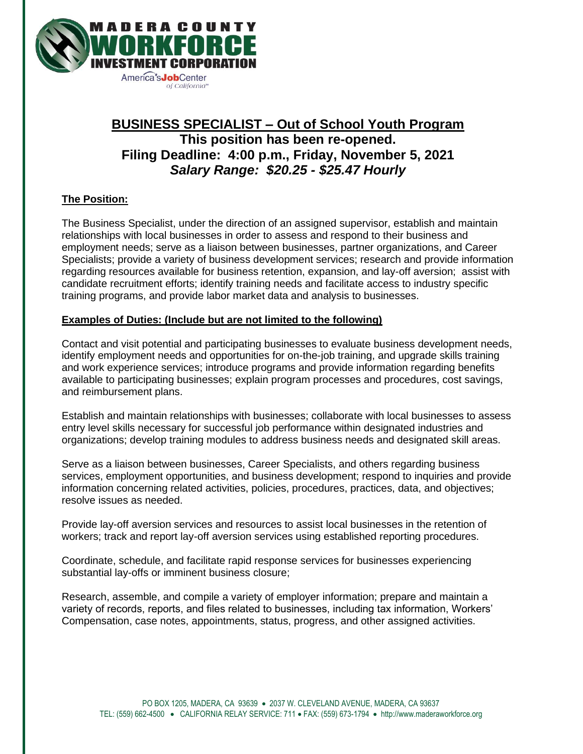MADERA COUNTY
WORKFORCE
INVESTMENT CORPORATION
America's Job Center of California

# BUSINESS SPECIALIST – Out of School Youth Program

**This position has been re-opened.**
**Filing Deadline: 4:00 p.m., Friday, November 5, 2021**
***Salary Range: $20.25 - $25.47 Hourly***

## The Position:

The Business Specialist, under the direction of an assigned supervisor, establish and maintain relationships with local businesses in order to assess and respond to their business and employment needs; serve as a liaison between businesses, partner organizations, and Career Specialists; provide a variety of business development services; research and provide information regarding resources available for business retention, expansion, and lay-off aversion; assist with candidate recruitment efforts; identify training needs and facilitate access to industry specific training programs, and provide labor market data and analysis to businesses.

## Examples of Duties: (Include but are not limited to the following)

Contact and visit potential and participating businesses to evaluate business development needs, identify employment needs and opportunities for on-the-job training, and upgrade skills training and work experience services; introduce programs and provide information regarding benefits available to participating businesses; explain program processes and procedures, cost savings, and reimbursement plans.

Establish and maintain relationships with businesses; collaborate with local businesses to assess entry level skills necessary for successful job performance within designated industries and organizations; develop training modules to address business needs and designated skill areas.

Serve as a liaison between businesses, Career Specialists, and others regarding business services, employment opportunities, and business development; respond to inquiries and provide information concerning related activities, policies, procedures, practices, data, and objectives; resolve issues as needed.

Provide lay-off aversion services and resources to assist local businesses in the retention of workers; track and report lay-off aversion services using established reporting procedures.

Coordinate, schedule, and facilitate rapid response services for businesses experiencing substantial lay-offs or imminent business closure;

Research, assemble, and compile a variety of employer information; prepare and maintain a variety of records, reports, and files related to businesses, including tax information, Workers' Compensation, case notes, appointments, status, progress, and other assigned activities.

PO BOX 1205, MADERA, CA 93639 • 2037 W. CLEVELAND AVENUE, MADERA, CA 93637
TEL: (559) 662-4500 • CALIFORNIA RELAY SERVICE: 711 • FAX: (559) 673-1794 • http://www.maderaworkforce.org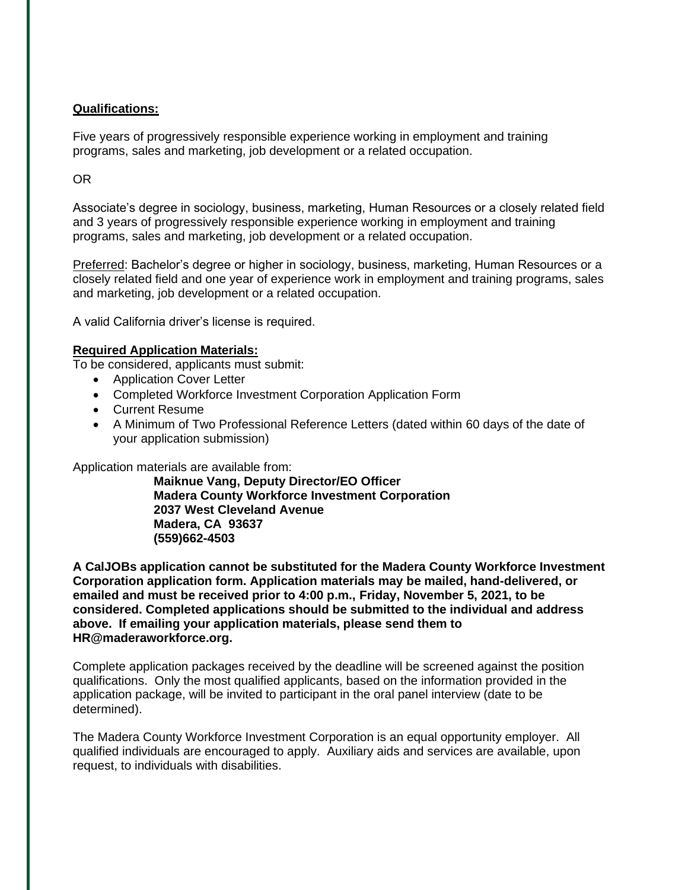**Qualifications:**

Five years of progressively responsible experience working in employment and training programs, sales and marketing, job development or a related occupation.

OR

Associate's degree in sociology, business, marketing, Human Resources or a closely related field and 3 years of progressively responsible experience working in employment and training programs, sales and marketing, job development or a related occupation.

Preferred: Bachelor's degree or higher in sociology, business, marketing, Human Resources or a closely related field and one year of experience work in employment and training programs, sales and marketing, job development or a related occupation.

A valid California driver's license is required.

**Required Application Materials:**

To be considered, applicants must submit:

- Application Cover Letter
- Completed Workforce Investment Corporation Application Form
- Current Resume
- A Minimum of Two Professional Reference Letters (dated within 60 days of the date of your application submission)

Application materials are available from:

**Maiknue Vang, Deputy Director/EO Officer**
**Madera County Workforce Investment Corporation**
**2037 West Cleveland Avenue**
**Madera, CA 93637**
**(559)662-4503**

**A CalJOBs application cannot be substituted for the Madera County Workforce Investment Corporation application form. Application materials may be mailed, hand-delivered, or emailed and must be received prior to 4:00 p.m., Friday, November 5, 2021, to be considered. Completed applications should be submitted to the individual and address above. If emailing your application materials, please send them to HR@maderaworkforce.org.**

Complete application packages received by the deadline will be screened against the position qualifications. Only the most qualified applicants, based on the information provided in the application package, will be invited to participant in the oral panel interview (date to be determined).

The Madera County Workforce Investment Corporation is an equal opportunity employer. All qualified individuals are encouraged to apply. Auxiliary aids and services are available, upon request, to individuals with disabilities.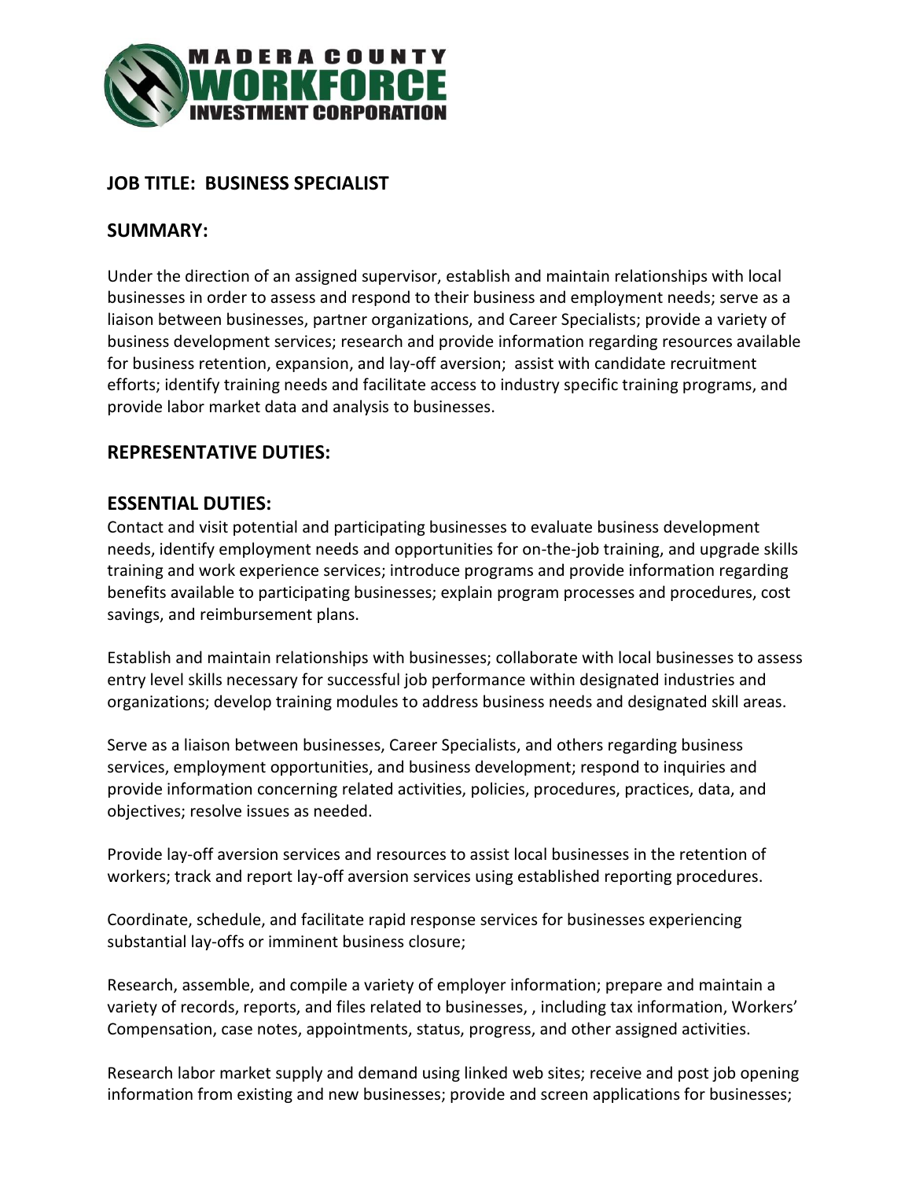**MADERA COUNTY WORKFORCE INVESTMENT CORPORATION**

## JOB TITLE: BUSINESS SPECIALIST

## SUMMARY:

Under the direction of an assigned supervisor, establish and maintain relationships with local businesses in order to assess and respond to their business and employment needs; serve as a liaison between businesses, partner organizations, and Career Specialists; provide a variety of business development services; research and provide information regarding resources available for business retention, expansion, and lay-off aversion; assist with candidate recruitment efforts; identify training needs and facilitate access to industry specific training programs, and provide labor market data and analysis to businesses.

## REPRESENTATIVE DUTIES:

## ESSENTIAL DUTIES:

Contact and visit potential and participating businesses to evaluate business development needs, identify employment needs and opportunities for on-the-job training, and upgrade skills training and work experience services; introduce programs and provide information regarding benefits available to participating businesses; explain program processes and procedures, cost savings, and reimbursement plans.

Establish and maintain relationships with businesses; collaborate with local businesses to assess entry level skills necessary for successful job performance within designated industries and organizations; develop training modules to address business needs and designated skill areas.

Serve as a liaison between businesses, Career Specialists, and others regarding business services, employment opportunities, and business development; respond to inquiries and provide information concerning related activities, policies, procedures, practices, data, and objectives; resolve issues as needed.

Provide lay-off aversion services and resources to assist local businesses in the retention of workers; track and report lay-off aversion services using established reporting procedures.

Coordinate, schedule, and facilitate rapid response services for businesses experiencing substantial lay-offs or imminent business closure;

Research, assemble, and compile a variety of employer information; prepare and maintain a variety of records, reports, and files related to businesses, , including tax information, Workers' Compensation, case notes, appointments, status, progress, and other assigned activities.

Research labor market supply and demand using linked web sites; receive and post job opening information from existing and new businesses; provide and screen applications for businesses;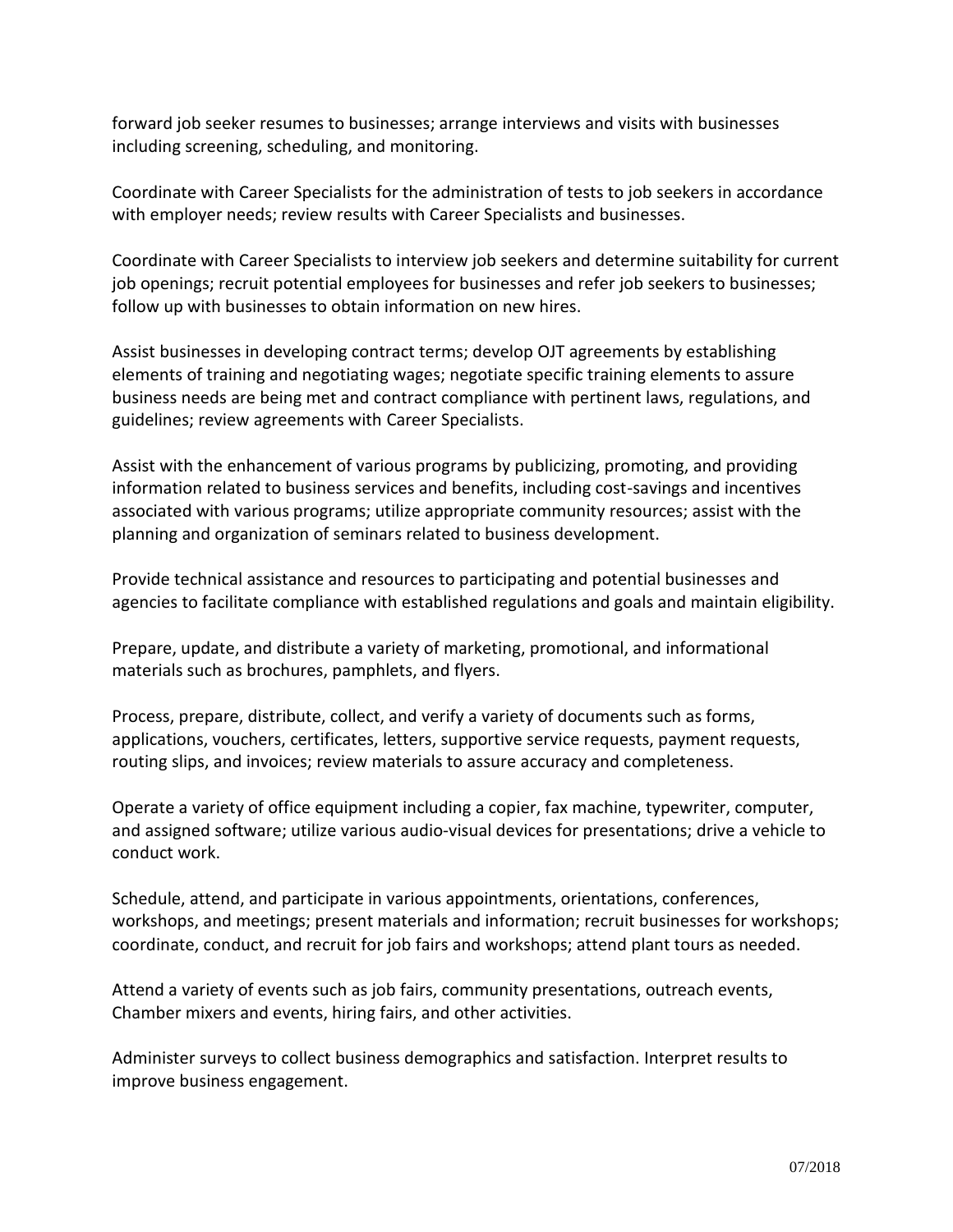forward job seeker resumes to businesses; arrange interviews and visits with businesses including screening, scheduling, and monitoring.

Coordinate with Career Specialists for the administration of tests to job seekers in accordance with employer needs; review results with Career Specialists and businesses.

Coordinate with Career Specialists to interview job seekers and determine suitability for current job openings; recruit potential employees for businesses and refer job seekers to businesses; follow up with businesses to obtain information on new hires.

Assist businesses in developing contract terms; develop OJT agreements by establishing elements of training and negotiating wages; negotiate specific training elements to assure business needs are being met and contract compliance with pertinent laws, regulations, and guidelines; review agreements with Career Specialists.

Assist with the enhancement of various programs by publicizing, promoting, and providing information related to business services and benefits, including cost-savings and incentives associated with various programs; utilize appropriate community resources; assist with the planning and organization of seminars related to business development.

Provide technical assistance and resources to participating and potential businesses and agencies to facilitate compliance with established regulations and goals and maintain eligibility.

Prepare, update, and distribute a variety of marketing, promotional, and informational materials such as brochures, pamphlets, and flyers.

Process, prepare, distribute, collect, and verify a variety of documents such as forms, applications, vouchers, certificates, letters, supportive service requests, payment requests, routing slips, and invoices; review materials to assure accuracy and completeness.

Operate a variety of office equipment including a copier, fax machine, typewriter, computer, and assigned software; utilize various audio-visual devices for presentations; drive a vehicle to conduct work.

Schedule, attend, and participate in various appointments, orientations, conferences, workshops, and meetings; present materials and information; recruit businesses for workshops; coordinate, conduct, and recruit for job fairs and workshops; attend plant tours as needed.

Attend a variety of events such as job fairs, community presentations, outreach events, Chamber mixers and events, hiring fairs, and other activities.

Administer surveys to collect business demographics and satisfaction. Interpret results to improve business engagement.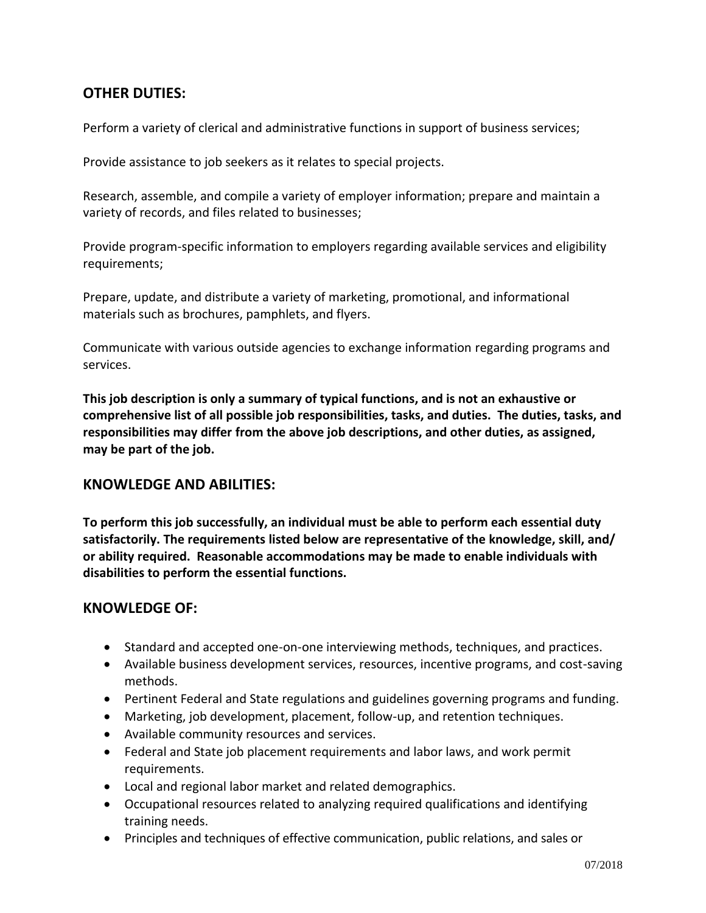## OTHER DUTIES:

Perform a variety of clerical and administrative functions in support of business services;

Provide assistance to job seekers as it relates to special projects.

Research, assemble, and compile a variety of employer information; prepare and maintain a variety of records, and files related to businesses;

Provide program-specific information to employers regarding available services and eligibility requirements;

Prepare, update, and distribute a variety of marketing, promotional, and informational materials such as brochures, pamphlets, and flyers.

Communicate with various outside agencies to exchange information regarding programs and services.

**This job description is only a summary of typical functions, and is not an exhaustive or comprehensive list of all possible job responsibilities, tasks, and duties. The duties, tasks, and responsibilities may differ from the above job descriptions, and other duties, as assigned, may be part of the job.**

## KNOWLEDGE AND ABILITIES:

**To perform this job successfully, an individual must be able to perform each essential duty satisfactorily. The requirements listed below are representative of the knowledge, skill, and/ or ability required. Reasonable accommodations may be made to enable individuals with disabilities to perform the essential functions.**

## KNOWLEDGE OF:

- Standard and accepted one-on-one interviewing methods, techniques, and practices.
- Available business development services, resources, incentive programs, and cost-saving methods.
- Pertinent Federal and State regulations and guidelines governing programs and funding.
- Marketing, job development, placement, follow-up, and retention techniques.
- Available community resources and services.
- Federal and State job placement requirements and labor laws, and work permit requirements.
- Local and regional labor market and related demographics.
- Occupational resources related to analyzing required qualifications and identifying training needs.
- Principles and techniques of effective communication, public relations, and sales or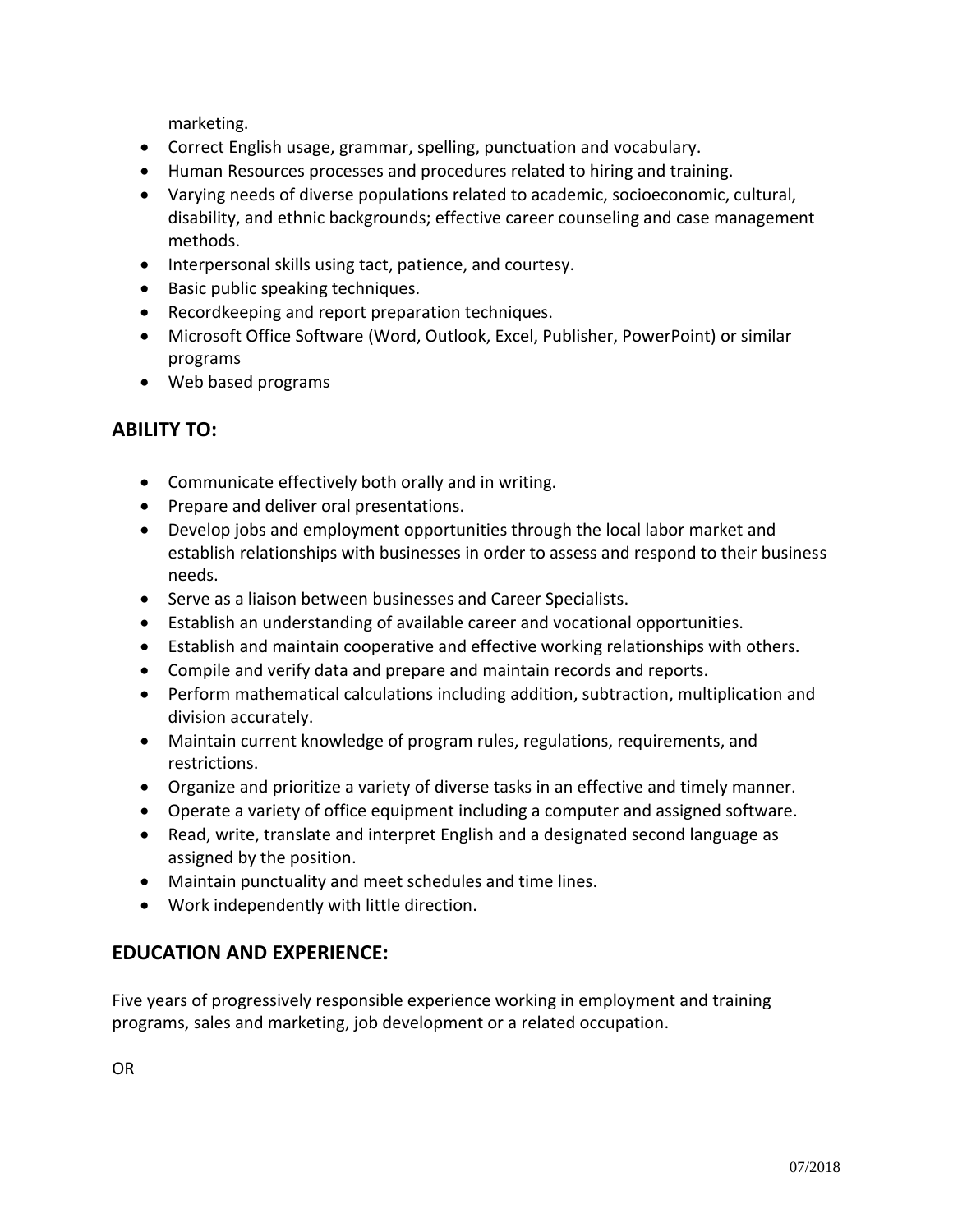marketing.

- Correct English usage, grammar, spelling, punctuation and vocabulary.
- Human Resources processes and procedures related to hiring and training.
- Varying needs of diverse populations related to academic, socioeconomic, cultural, disability, and ethnic backgrounds; effective career counseling and case management methods.
- Interpersonal skills using tact, patience, and courtesy.
- Basic public speaking techniques.
- Recordkeeping and report preparation techniques.
- Microsoft Office Software (Word, Outlook, Excel, Publisher, PowerPoint) or similar programs
- Web based programs

## ABILITY TO:

- Communicate effectively both orally and in writing.
- Prepare and deliver oral presentations.
- Develop jobs and employment opportunities through the local labor market and establish relationships with businesses in order to assess and respond to their business needs.
- Serve as a liaison between businesses and Career Specialists.
- Establish an understanding of available career and vocational opportunities.
- Establish and maintain cooperative and effective working relationships with others.
- Compile and verify data and prepare and maintain records and reports.
- Perform mathematical calculations including addition, subtraction, multiplication and division accurately.
- Maintain current knowledge of program rules, regulations, requirements, and restrictions.
- Organize and prioritize a variety of diverse tasks in an effective and timely manner.
- Operate a variety of office equipment including a computer and assigned software.
- Read, write, translate and interpret English and a designated second language as assigned by the position.
- Maintain punctuality and meet schedules and time lines.
- Work independently with little direction.

## EDUCATION AND EXPERIENCE:

Five years of progressively responsible experience working in employment and training programs, sales and marketing, job development or a related occupation.

OR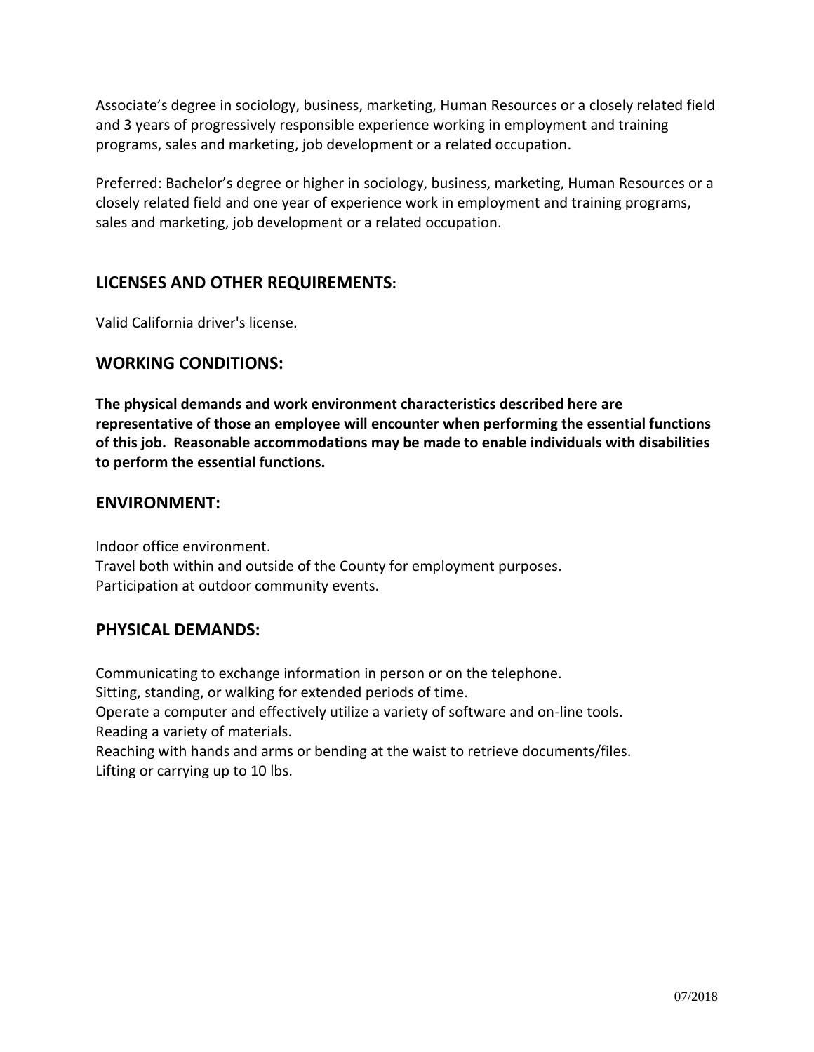Associate's degree in sociology, business, marketing, Human Resources or a closely related field and 3 years of progressively responsible experience working in employment and training programs, sales and marketing, job development or a related occupation.

Preferred: Bachelor's degree or higher in sociology, business, marketing, Human Resources or a closely related field and one year of experience work in employment and training programs, sales and marketing, job development or a related occupation.

## LICENSES AND OTHER REQUIREMENTS:

Valid California driver's license.

## WORKING CONDITIONS:

**The physical demands and work environment characteristics described here are representative of those an employee will encounter when performing the essential functions of this job. Reasonable accommodations may be made to enable individuals with disabilities to perform the essential functions.**

## ENVIRONMENT:

Indoor office environment.
Travel both within and outside of the County for employment purposes.
Participation at outdoor community events.

## PHYSICAL DEMANDS:

Communicating to exchange information in person or on the telephone.
Sitting, standing, or walking for extended periods of time.
Operate a computer and effectively utilize a variety of software and on-line tools.
Reading a variety of materials.
Reaching with hands and arms or bending at the waist to retrieve documents/files.
Lifting or carrying up to 10 lbs.

07/2018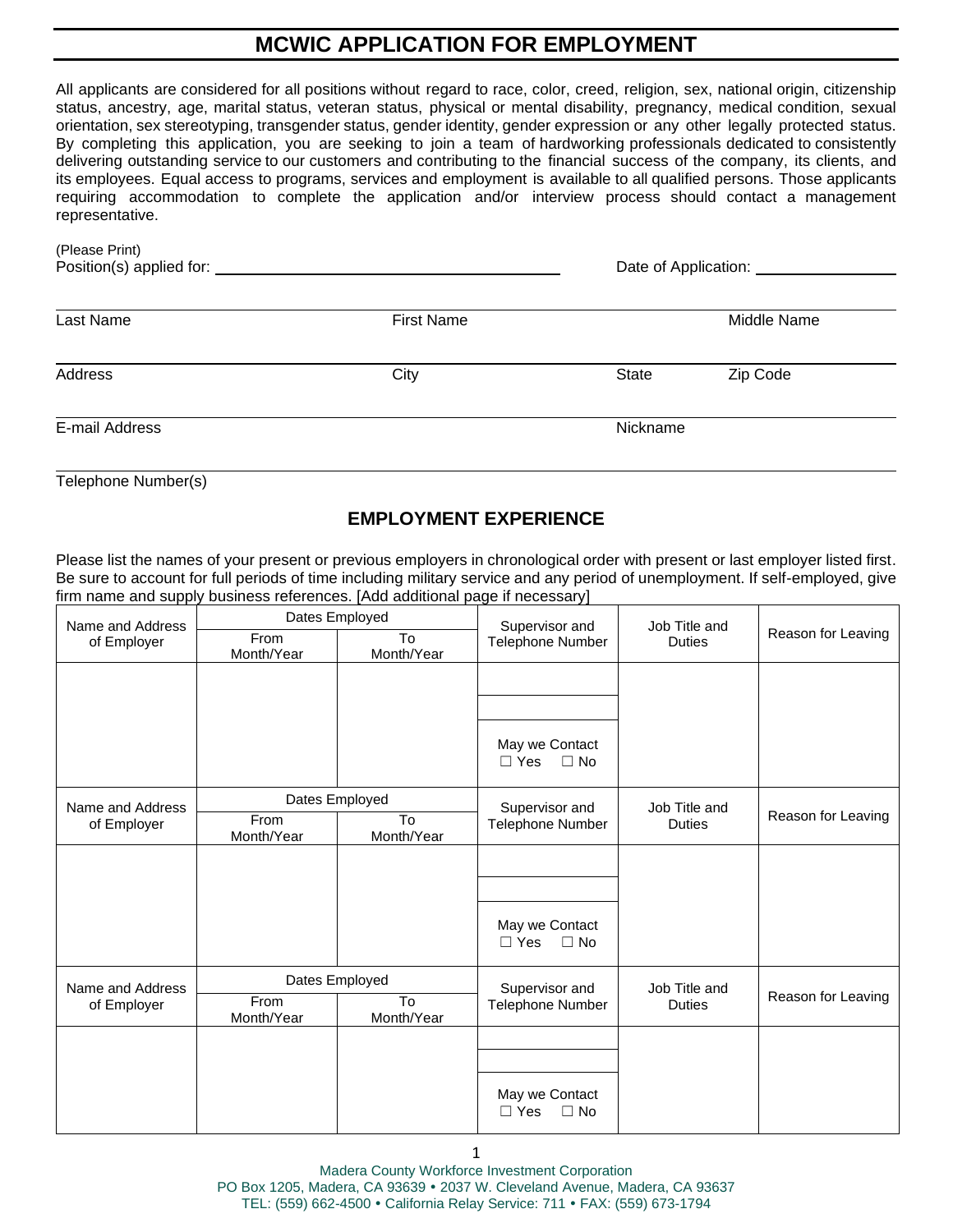# MCWIC APPLICATION FOR EMPLOYMENT

All applicants are considered for all positions without regard to race, color, creed, religion, sex, national origin, citizenship status, ancestry, age, marital status, veteran status, physical or mental disability, pregnancy, medical condition, sexual orientation, sex stereotyping, transgender status, gender identity, gender expression or any other legally protected status. By completing this application, you are seeking to join a team of hardworking professionals dedicated to consistently delivering outstanding service to our customers and contributing to the financial success of the company, its clients, and its employees. Equal access to programs, services and employment is available to all qualified persons. Those applicants requiring accommodation to complete the application and/or interview process should contact a management representative.

(Please Print)

Position(s) applied for: ______________________________ Date of Application: ______________

| Last Name | First Name | Middle Name |
|---|---|---|
| | | |

| Address | City | State | Zip Code |
|---|---|---|---|
| | | | |

| E-mail Address | Nickname |
|---|---|
| | |

Telephone Number(s) ______________________________

## EMPLOYMENT EXPERIENCE

Please list the names of your present or previous employers in chronological order with present or last employer listed first. Be sure to account for full periods of time including military service and any period of unemployment. If self-employed, give firm name and supply business references. [Add additional page if necessary]

| Name and Address of Employer | Dates Employed | | Supervisor and Telephone Number | Job Title and Duties | Reason for Leaving |
|---|---|---|---|---|---|
| | From Month/Year | To Month/Year | | | |
| | | | | | |
| | | | | | |
| | | | May we Contact ☐ Yes ☐ No | | |

| Name and Address of Employer | Dates Employed | | Supervisor and Telephone Number | Job Title and Duties | Reason for Leaving |
|---|---|---|---|---|---|
| | From Month/Year | To Month/Year | | | |
| | | | | | |
| | | | | | |
| | | | May we Contact ☐ Yes ☐ No | | |

| Name and Address of Employer | Dates Employed | | Supervisor and Telephone Number | Job Title and Duties | Reason for Leaving |
|---|---|---|---|---|---|
| | From Month/Year | To Month/Year | | | |
| | | | | | |
| | | | | | |
| | | | May we Contact ☐ Yes ☐ No | | |

Madera County Workforce Investment Corporation
PO Box 1205, Madera, CA 93639 • 2037 W. Cleveland Avenue, Madera, CA 93637
TEL: (559) 662-4500 • California Relay Service: 711 • FAX: (559) 673-1794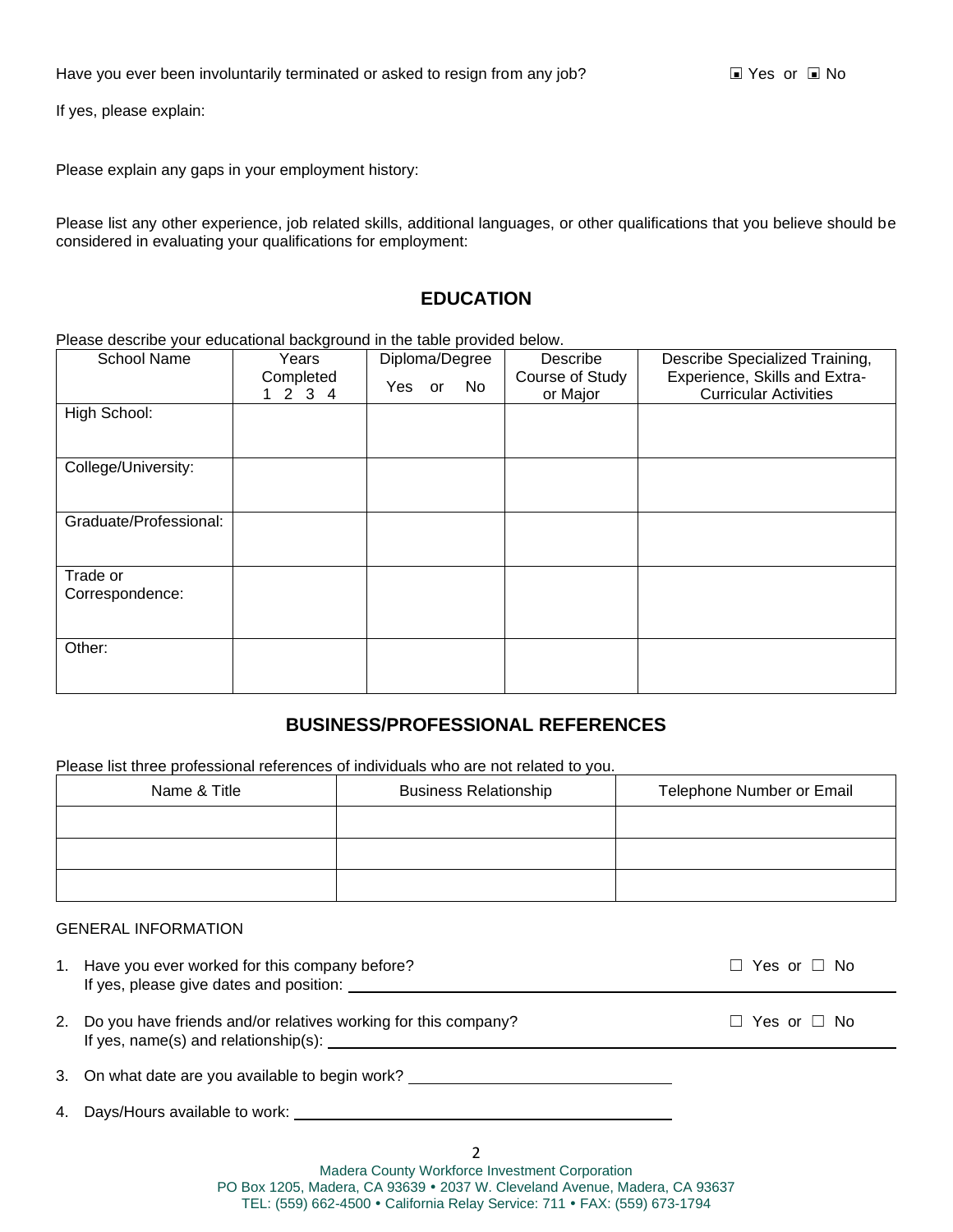Have you ever been involuntarily terminated or asked to resign from any job? ▣ Yes or ▣ No

If yes, please explain:

Please explain any gaps in your employment history:

Please list any other experience, job related skills, additional languages, or other qualifications that you believe should be considered in evaluating your qualifications for employment:

## EDUCATION

Please describe your educational background in the table provided below.

| School Name | Years Completed 1 2 3 4 | Diploma/Degree Yes or No | Describe Course of Study or Major | Describe Specialized Training, Experience, Skills and Extra-Curricular Activities |
|---|---|---|---|---|
| High School: | | | | |
| College/University: | | | | |
| Graduate/Professional: | | | | |
| Trade or Correspondence: | | | | |
| Other: | | | | |

## BUSINESS/PROFESSIONAL REFERENCES

Please list three professional references of individuals who are not related to you.

| Name & Title | Business Relationship | Telephone Number or Email |
|---|---|---|
| | | |
| | | |
| | | |

GENERAL INFORMATION

1. Have you ever worked for this company before? ☐ Yes or ☐ No
   If yes, please give dates and position: ______________________________
2. Do you have friends and/or relatives working for this company? ☐ Yes or ☐ No
   If yes, name(s) and relationship(s): ______________________________
3. On what date are you available to begin work? ______________________________
4. Days/Hours available to work: ______________________________

Madera County Workforce Investment Corporation
PO Box 1205, Madera, CA 93639 • 2037 W. Cleveland Avenue, Madera, CA 93637
TEL: (559) 662-4500 • California Relay Service: 711 • FAX: (559) 673-1794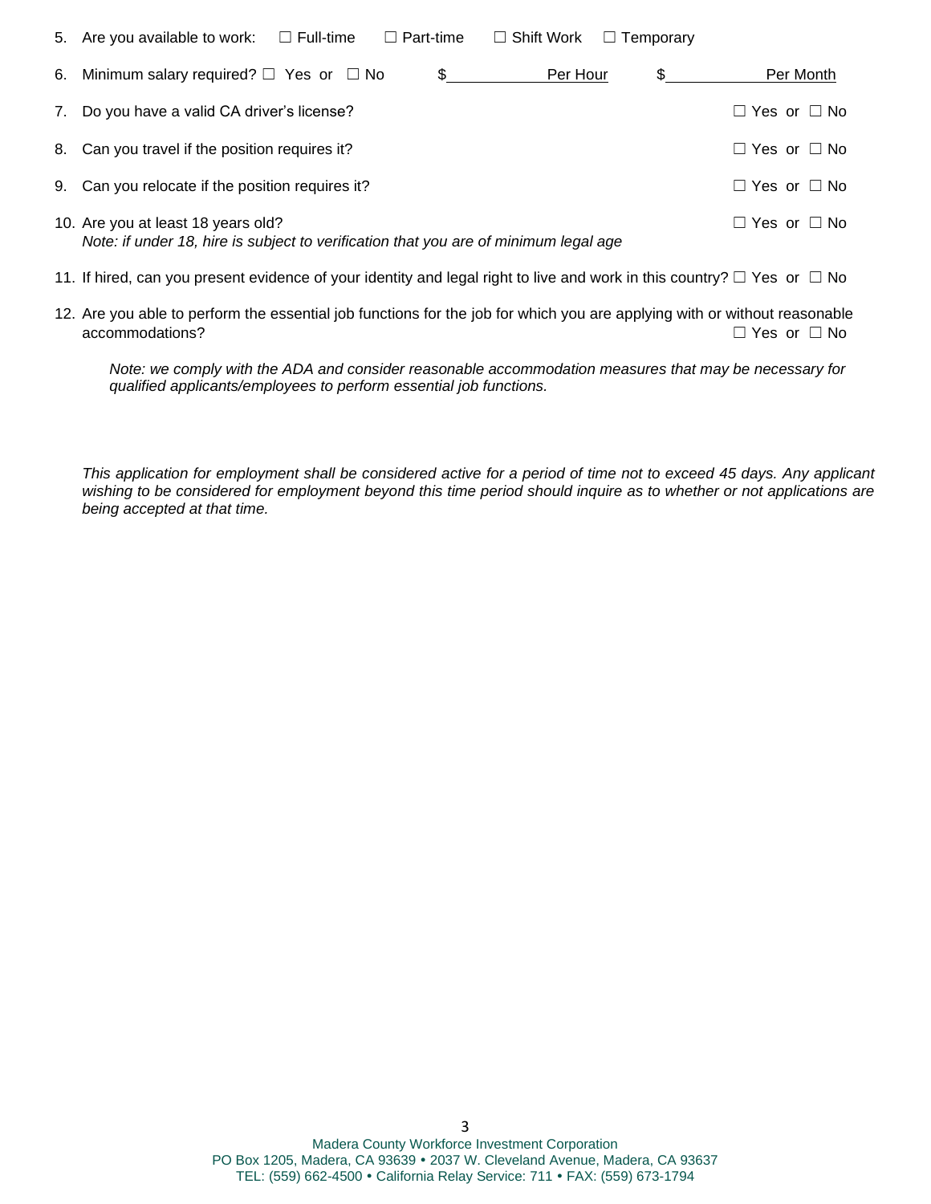5. Are you available to work: ☐ Full-time ☐ Part-time ☐ Shift Work ☐ Temporary
6. Minimum salary required? ☐ Yes or ☐ No $\_\_\_\_\_\_\_\_ Per Hour $\_\_\_\_\_\_\_\_ Per Month
7. Do you have a valid CA driver's license? ☐ Yes or ☐ No
8. Can you travel if the position requires it? ☐ Yes or ☐ No
9. Can you relocate if the position requires it? ☐ Yes or ☐ No
10. Are you at least 18 years old? ☐ Yes or ☐ No
    *Note: if under 18, hire is subject to verification that you are of minimum legal age*
11. If hired, can you present evidence of your identity and legal right to live and work in this country? ☐ Yes or ☐ No
12. Are you able to perform the essential job functions for the job for which you are applying with or without reasonable accommodations? ☐ Yes or ☐ No

    *Note: we comply with the ADA and consider reasonable accommodation measures that may be necessary for qualified applicants/employees to perform essential job functions.*

*This application for employment shall be considered active for a period of time not to exceed 45 days. Any applicant wishing to be considered for employment beyond this time period should inquire as to whether or not applications are being accepted at that time.*

Madera County Workforce Investment Corporation
PO Box 1205, Madera, CA 93639 • 2037 W. Cleveland Avenue, Madera, CA 93637
TEL: (559) 662-4500 • California Relay Service: 711 • FAX: (559) 673-1794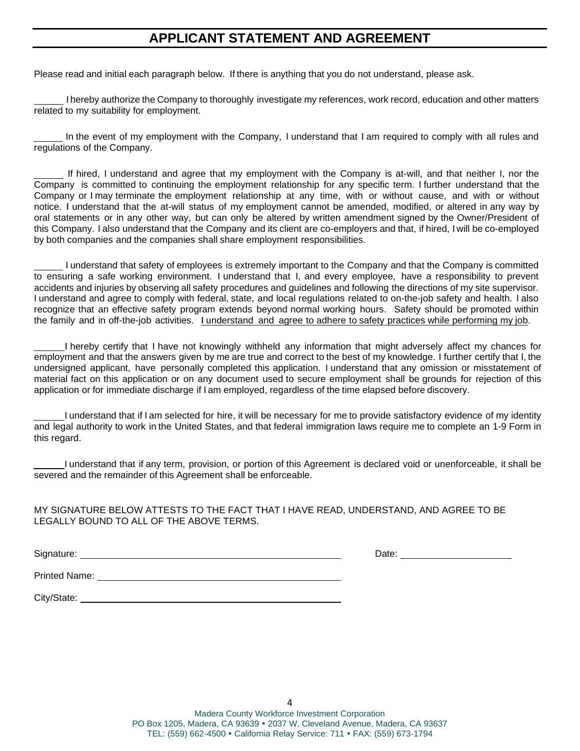# APPLICANT STATEMENT AND AGREEMENT

Please read and initial each paragraph below. If there is anything that you do not understand, please ask.

______ I hereby authorize the Company to thoroughly investigate my references, work record, education and other matters related to my suitability for employment.

______ In the event of my employment with the Company, I understand that I am required to comply with all rules and regulations of the Company.

______ If hired, I understand and agree that my employment with the Company is at-will, and that neither I, nor the Company is committed to continuing the employment relationship for any specific term. I further understand that the Company or I may terminate the employment relationship at any time, with or without cause, and with or without notice. I understand that the at-will status of my employment cannot be amended, modified, or altered in any way by oral statements or in any other way, but can only be altered by written amendment signed by the Owner/President of this Company. I also understand that the Company and its client are co-employers and that, if hired, I will be co-employed by both companies and the companies shall share employment responsibilities.

______ I understand that safety of employees is extremely important to the Company and that the Company is committed to ensuring a safe working environment. I understand that I, and every employee, have a responsibility to prevent accidents and injuries by observing all safety procedures and guidelines and following the directions of my site supervisor. I understand and agree to comply with federal, state, and local regulations related to on-the-job safety and health. I also recognize that an effective safety program extends beyond normal working hours. Safety should be promoted within the family and in off-the-job activities. <u>I understand and agree to adhere to safety practices while performing my job</u>.

______ I hereby certify that I have not knowingly withheld any information that might adversely affect my chances for employment and that the answers given by me are true and correct to the best of my knowledge. I further certify that I, the undersigned applicant, have personally completed this application. I understand that any omission or misstatement of material fact on this application or on any document used to secure employment shall be grounds for rejection of this application or for immediate discharge if I am employed, regardless of the time elapsed before discovery.

______ I understand that if I am selected for hire, it will be necessary for me to provide satisfactory evidence of my identity and legal authority to work in the United States, and that federal immigration laws require me to complete an 1-9 Form in this regard.

______ I understand that if any term, provision, or portion of this Agreement is declared void or unenforceable, it shall be severed and the remainder of this Agreement shall be enforceable.

MY SIGNATURE BELOW ATTESTS TO THE FACT THAT I HAVE READ, UNDERSTAND, AND AGREE TO BE LEGALLY BOUND TO ALL OF THE ABOVE TERMS.

Signature: ______________________________________ Date: ____________________

Printed Name: ______________________________________

City/State: ______________________________________

Madera County Workforce Investment Corporation
PO Box 1205, Madera, CA 93639 • 2037 W. Cleveland Avenue, Madera, CA 93637
TEL: (559) 662-4500 • California Relay Service: 711 • FAX: (559) 673-1794